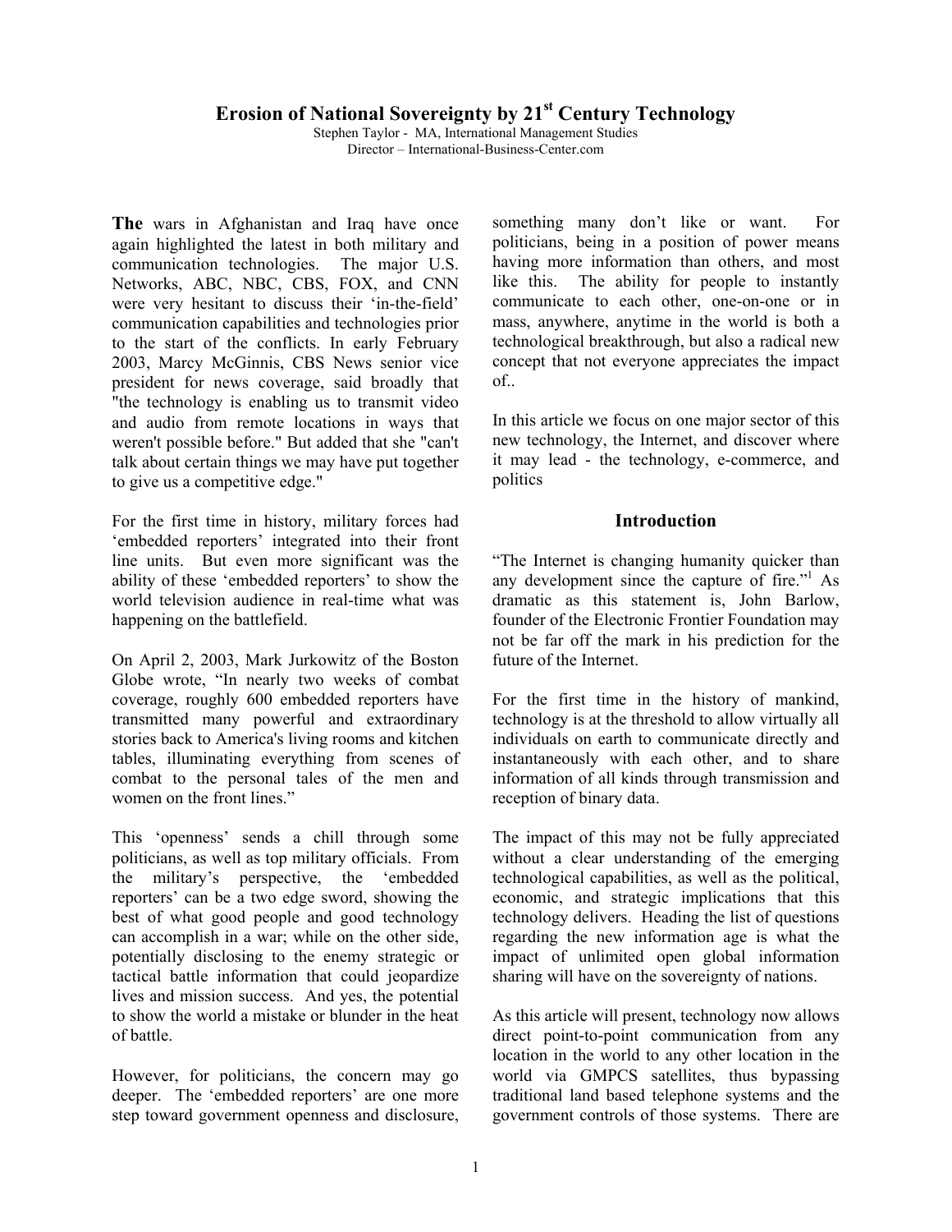# Erosion of National Sovereignty by 21st Century Technology

Stephen Taylor - MA, International Management Studies
Director – International-Business-Center.com

**The** wars in Afghanistan and Iraq have once again highlighted the latest in both military and communication technologies. The major U.S. Networks, ABC, NBC, CBS, FOX, and CNN were very hesitant to discuss their 'in-the-field' communication capabilities and technologies prior to the start of the conflicts. In early February 2003, Marcy McGinnis, CBS News senior vice president for news coverage, said broadly that "the technology is enabling us to transmit video and audio from remote locations in ways that weren't possible before." But added that she "can't talk about certain things we may have put together to give us a competitive edge."

For the first time in history, military forces had 'embedded reporters' integrated into their front line units. But even more significant was the ability of these 'embedded reporters' to show the world television audience in real-time what was happening on the battlefield.

On April 2, 2003, Mark Jurkowitz of the Boston Globe wrote, "In nearly two weeks of combat coverage, roughly 600 embedded reporters have transmitted many powerful and extraordinary stories back to America's living rooms and kitchen tables, illuminating everything from scenes of combat to the personal tales of the men and women on the front lines."

This 'openness' sends a chill through some politicians, as well as top military officials. From the military's perspective, the 'embedded reporters' can be a two edge sword, showing the best of what good people and good technology can accomplish in a war; while on the other side, potentially disclosing to the enemy strategic or tactical battle information that could jeopardize lives and mission success. And yes, the potential to show the world a mistake or blunder in the heat of battle.

However, for politicians, the concern may go deeper. The 'embedded reporters' are one more step toward government openness and disclosure, something many don't like or want. For politicians, being in a position of power means having more information than others, and most like this. The ability for people to instantly communicate to each other, one-on-one or in mass, anywhere, anytime in the world is both a technological breakthrough, but also a radical new concept that not everyone appreciates the impact of..

In this article we focus on one major sector of this new technology, the Internet, and discover where it may lead - the technology, e-commerce, and politics

## Introduction

"The Internet is changing humanity quicker than any development since the capture of fire."[1] As dramatic as this statement is, John Barlow, founder of the Electronic Frontier Foundation may not be far off the mark in his prediction for the future of the Internet.

For the first time in the history of mankind, technology is at the threshold to allow virtually all individuals on earth to communicate directly and instantaneously with each other, and to share information of all kinds through transmission and reception of binary data.

The impact of this may not be fully appreciated without a clear understanding of the emerging technological capabilities, as well as the political, economic, and strategic implications that this technology delivers. Heading the list of questions regarding the new information age is what the impact of unlimited open global information sharing will have on the sovereignty of nations.

As this article will present, technology now allows direct point-to-point communication from any location in the world to any other location in the world via GMPCS satellites, thus bypassing traditional land based telephone systems and the government controls of those systems. There are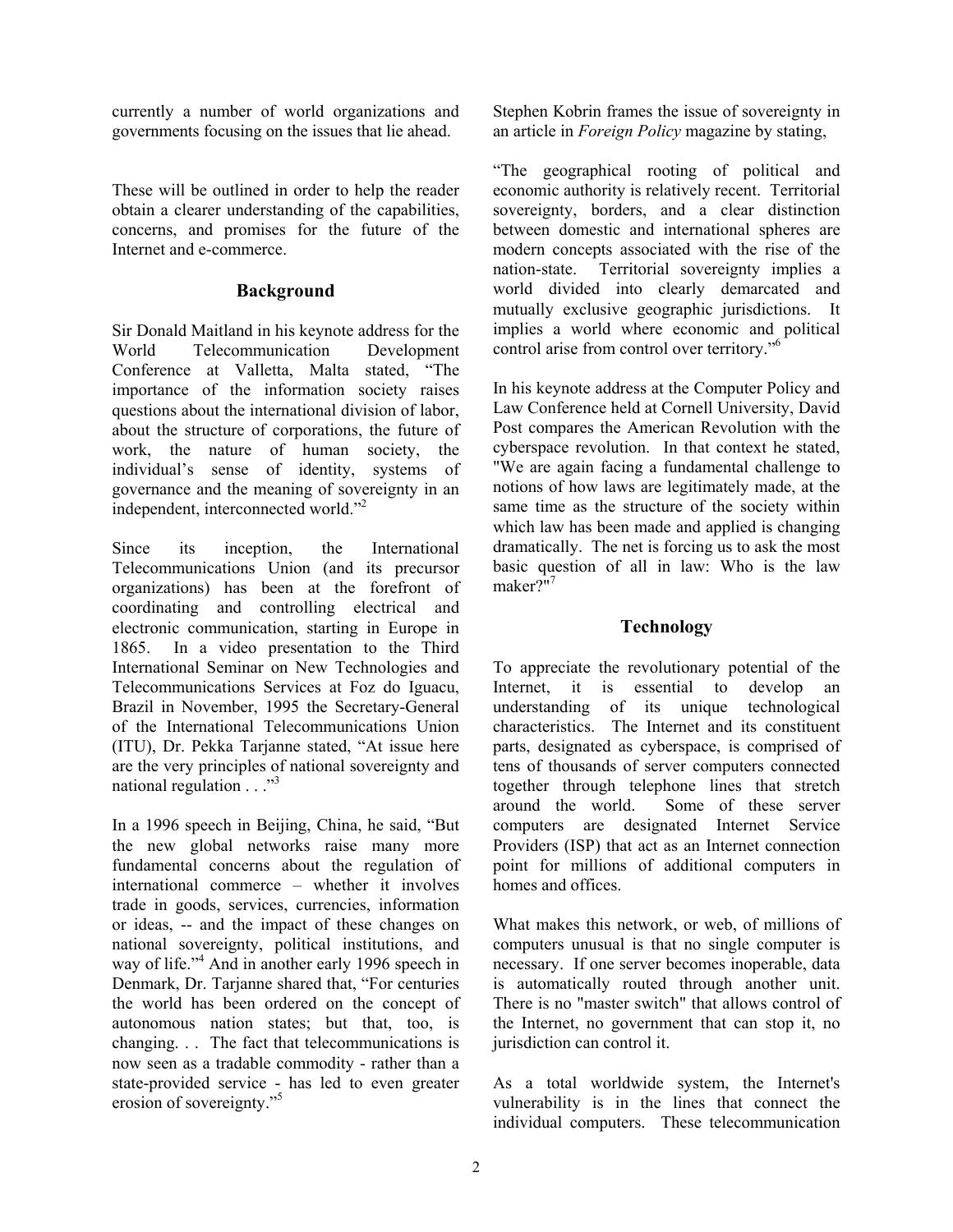currently a number of world organizations and governments focusing on the issues that lie ahead.

These will be outlined in order to help the reader obtain a clearer understanding of the capabilities, concerns, and promises for the future of the Internet and e-commerce.

## Background

Sir Donald Maitland in his keynote address for the World Telecommunication Development Conference at Valletta, Malta stated, "The importance of the information society raises questions about the international division of labor, about the structure of corporations, the future of work, the nature of human society, the individual's sense of identity, systems of governance and the meaning of sovereignty in an independent, interconnected world."[2]

Since its inception, the International Telecommunications Union (and its precursor organizations) has been at the forefront of coordinating and controlling electrical and electronic communication, starting in Europe in 1865. In a video presentation to the Third International Seminar on New Technologies and Telecommunications Services at Foz do Iguacu, Brazil in November, 1995 the Secretary-General of the International Telecommunications Union (ITU), Dr. Pekka Tarjanne stated, "At issue here are the very principles of national sovereignty and national regulation . . ."[3]

In a 1996 speech in Beijing, China, he said, "But the new global networks raise many more fundamental concerns about the regulation of international commerce – whether it involves trade in goods, services, currencies, information or ideas, -- and the impact of these changes on national sovereignty, political institutions, and way of life."[4] And in another early 1996 speech in Denmark, Dr. Tarjanne shared that, "For centuries the world has been ordered on the concept of autonomous nation states; but that, too, is changing. . . The fact that telecommunications is now seen as a tradable commodity - rather than a state-provided service - has led to even greater erosion of sovereignty."[5]

Stephen Kobrin frames the issue of sovereignty in an article in *Foreign Policy* magazine by stating,

"The geographical rooting of political and economic authority is relatively recent. Territorial sovereignty, borders, and a clear distinction between domestic and international spheres are modern concepts associated with the rise of the nation-state. Territorial sovereignty implies a world divided into clearly demarcated and mutually exclusive geographic jurisdictions. It implies a world where economic and political control arise from control over territory."[6]

In his keynote address at the Computer Policy and Law Conference held at Cornell University, David Post compares the American Revolution with the cyberspace revolution. In that context he stated, "We are again facing a fundamental challenge to notions of how laws are legitimately made, at the same time as the structure of the society within which law has been made and applied is changing dramatically. The net is forcing us to ask the most basic question of all in law: Who is the law maker?"[7]

## Technology

To appreciate the revolutionary potential of the Internet, it is essential to develop an understanding of its unique technological characteristics. The Internet and its constituent parts, designated as cyberspace, is comprised of tens of thousands of server computers connected together through telephone lines that stretch around the world. Some of these server computers are designated Internet Service Providers (ISP) that act as an Internet connection point for millions of additional computers in homes and offices.

What makes this network, or web, of millions of computers unusual is that no single computer is necessary. If one server becomes inoperable, data is automatically routed through another unit. There is no "master switch" that allows control of the Internet, no government that can stop it, no jurisdiction can control it.

As a total worldwide system, the Internet's vulnerability is in the lines that connect the individual computers. These telecommunication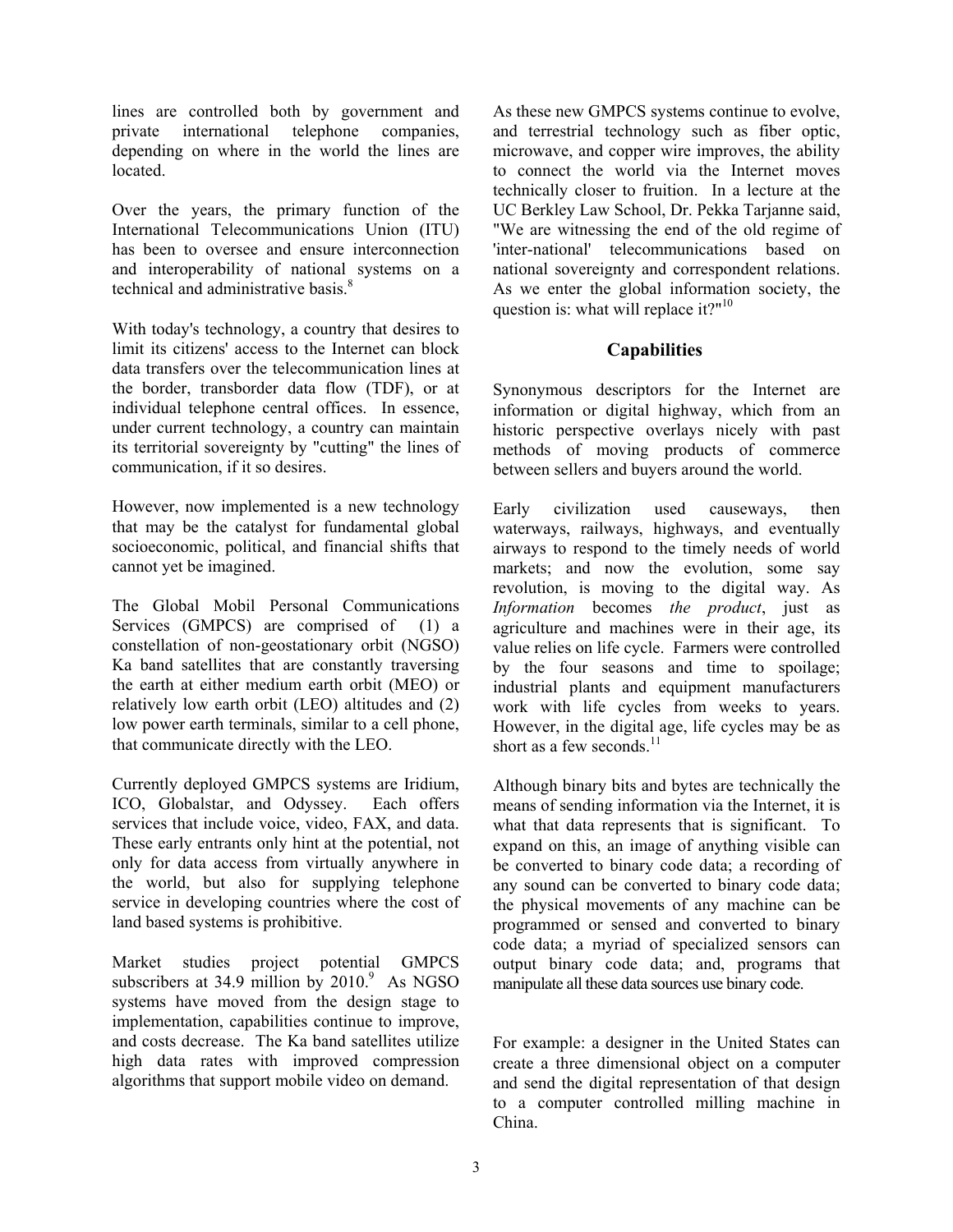lines are controlled both by government and private international telephone companies, depending on where in the world the lines are located.

Over the years, the primary function of the International Telecommunications Union (ITU) has been to oversee and ensure interconnection and interoperability of national systems on a technical and administrative basis.[8]

With today's technology, a country that desires to limit its citizens' access to the Internet can block data transfers over the telecommunication lines at the border, transborder data flow (TDF), or at individual telephone central offices. In essence, under current technology, a country can maintain its territorial sovereignty by "cutting" the lines of communication, if it so desires.

However, now implemented is a new technology that may be the catalyst for fundamental global socioeconomic, political, and financial shifts that cannot yet be imagined.

The Global Mobil Personal Communications Services (GMPCS) are comprised of (1) a constellation of non-geostationary orbit (NGSO) Ka band satellites that are constantly traversing the earth at either medium earth orbit (MEO) or relatively low earth orbit (LEO) altitudes and (2) low power earth terminals, similar to a cell phone, that communicate directly with the LEO.

Currently deployed GMPCS systems are Iridium, ICO, Globalstar, and Odyssey. Each offers services that include voice, video, FAX, and data. These early entrants only hint at the potential, not only for data access from virtually anywhere in the world, but also for supplying telephone service in developing countries where the cost of land based systems is prohibitive.

Market studies project potential GMPCS subscribers at 34.9 million by 2010.[9] As NGSO systems have moved from the design stage to implementation, capabilities continue to improve, and costs decrease. The Ka band satellites utilize high data rates with improved compression algorithms that support mobile video on demand.

As these new GMPCS systems continue to evolve, and terrestrial technology such as fiber optic, microwave, and copper wire improves, the ability to connect the world via the Internet moves technically closer to fruition. In a lecture at the UC Berkley Law School, Dr. Pekka Tarjanne said, "We are witnessing the end of the old regime of 'inter-national' telecommunications based on national sovereignty and correspondent relations. As we enter the global information society, the question is: what will replace it?"[10]

## Capabilities

Synonymous descriptors for the Internet are information or digital highway, which from an historic perspective overlays nicely with past methods of moving products of commerce between sellers and buyers around the world.

Early civilization used causeways, then waterways, railways, highways, and eventually airways to respond to the timely needs of world markets; and now the evolution, some say revolution, is moving to the digital way. As *Information* becomes *the product*, just as agriculture and machines were in their age, its value relies on life cycle. Farmers were controlled by the four seasons and time to spoilage; industrial plants and equipment manufacturers work with life cycles from weeks to years. However, in the digital age, life cycles may be as short as a few seconds.[11]

Although binary bits and bytes are technically the means of sending information via the Internet, it is what that data represents that is significant. To expand on this, an image of anything visible can be converted to binary code data; a recording of any sound can be converted to binary code data; the physical movements of any machine can be programmed or sensed and converted to binary code data; a myriad of specialized sensors can output binary code data; and, programs that manipulate all these data sources use binary code.

For example: a designer in the United States can create a three dimensional object on a computer and send the digital representation of that design to a computer controlled milling machine in China.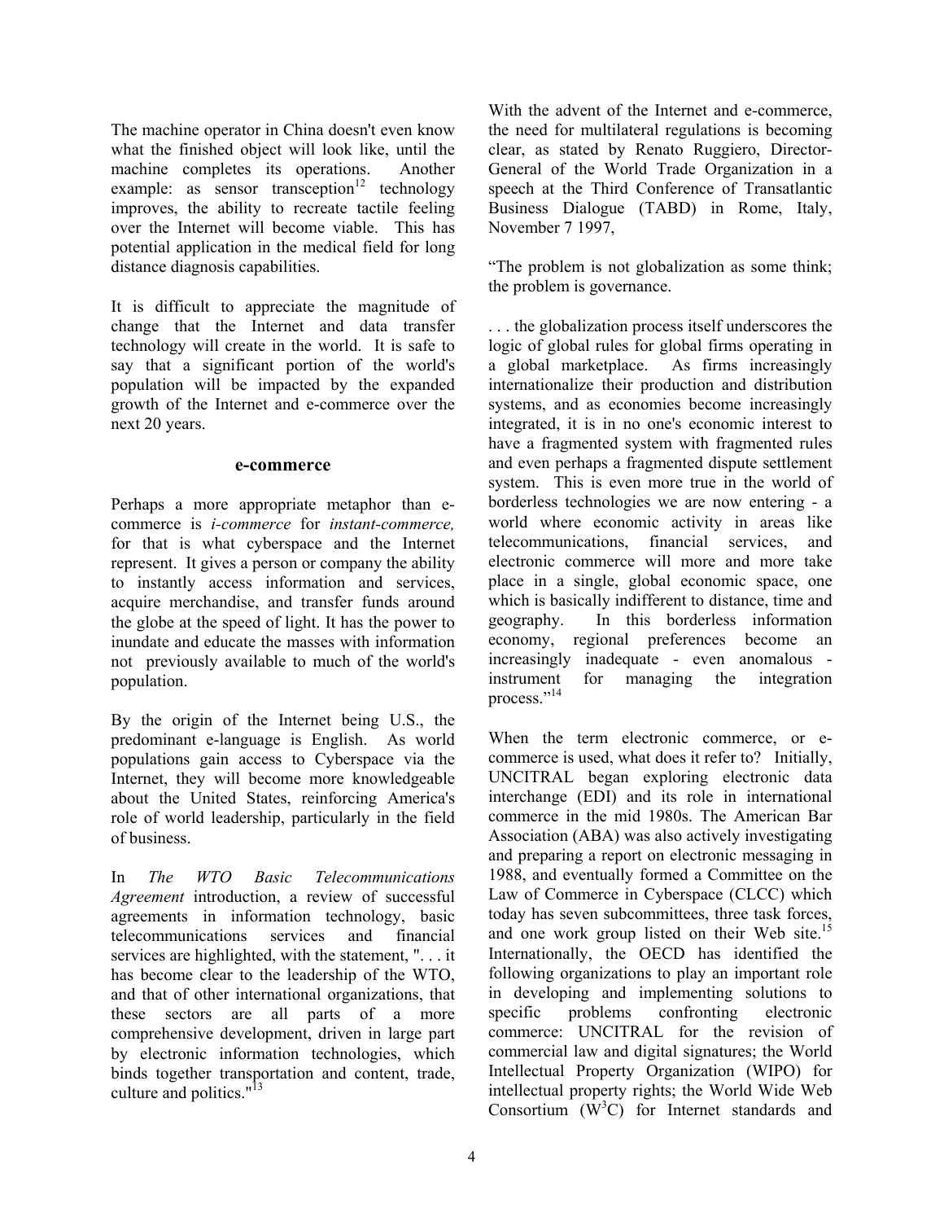The machine operator in China doesn't even know what the finished object will look like, until the machine completes its operations. Another example: as sensor transception[12] technology improves, the ability to recreate tactile feeling over the Internet will become viable. This has potential application in the medical field for long distance diagnosis capabilities.

It is difficult to appreciate the magnitude of change that the Internet and data transfer technology will create in the world. It is safe to say that a significant portion of the world's population will be impacted by the expanded growth of the Internet and e-commerce over the next 20 years.

## e-commerce

Perhaps a more appropriate metaphor than e-commerce is *i-commerce* for *instant-commerce,* for that is what cyberspace and the Internet represent. It gives a person or company the ability to instantly access information and services, acquire merchandise, and transfer funds around the globe at the speed of light. It has the power to inundate and educate the masses with information not previously available to much of the world's population.

By the origin of the Internet being U.S., the predominant e-language is English. As world populations gain access to Cyberspace via the Internet, they will become more knowledgeable about the United States, reinforcing America's role of world leadership, particularly in the field of business.

In *The WTO Basic Telecommunications Agreement* introduction, a review of successful agreements in information technology, basic telecommunications services and financial services are highlighted, with the statement, ". . . it has become clear to the leadership of the WTO, and that of other international organizations, that these sectors are all parts of a more comprehensive development, driven in large part by electronic information technologies, which binds together transportation and content, trade, culture and politics."[13]

With the advent of the Internet and e-commerce, the need for multilateral regulations is becoming clear, as stated by Renato Ruggiero, Director-General of the World Trade Organization in a speech at the Third Conference of Transatlantic Business Dialogue (TABD) in Rome, Italy, November 7 1997,

"The problem is not globalization as some think; the problem is governance.

. . . the globalization process itself underscores the logic of global rules for global firms operating in a global marketplace. As firms increasingly internationalize their production and distribution systems, and as economies become increasingly integrated, it is in no one's economic interest to have a fragmented system with fragmented rules and even perhaps a fragmented dispute settlement system. This is even more true in the world of borderless technologies we are now entering - a world where economic activity in areas like telecommunications, financial services, and electronic commerce will more and more take place in a single, global economic space, one which is basically indifferent to distance, time and geography. In this borderless information economy, regional preferences become an increasingly inadequate - even anomalous - instrument for managing the integration process."[14]

When the term electronic commerce, or e-commerce is used, what does it refer to? Initially, UNCITRAL began exploring electronic data interchange (EDI) and its role in international commerce in the mid 1980s. The American Bar Association (ABA) was also actively investigating and preparing a report on electronic messaging in 1988, and eventually formed a Committee on the Law of Commerce in Cyberspace (CLCC) which today has seven subcommittees, three task forces, and one work group listed on their Web site.[15] Internationally, the OECD has identified the following organizations to play an important role in developing and implementing solutions to specific problems confronting electronic commerce: UNCITRAL for the revision of commercial law and digital signatures; the World Intellectual Property Organization (WIPO) for intellectual property rights; the World Wide Web Consortium ($W^3C$) for Internet standards and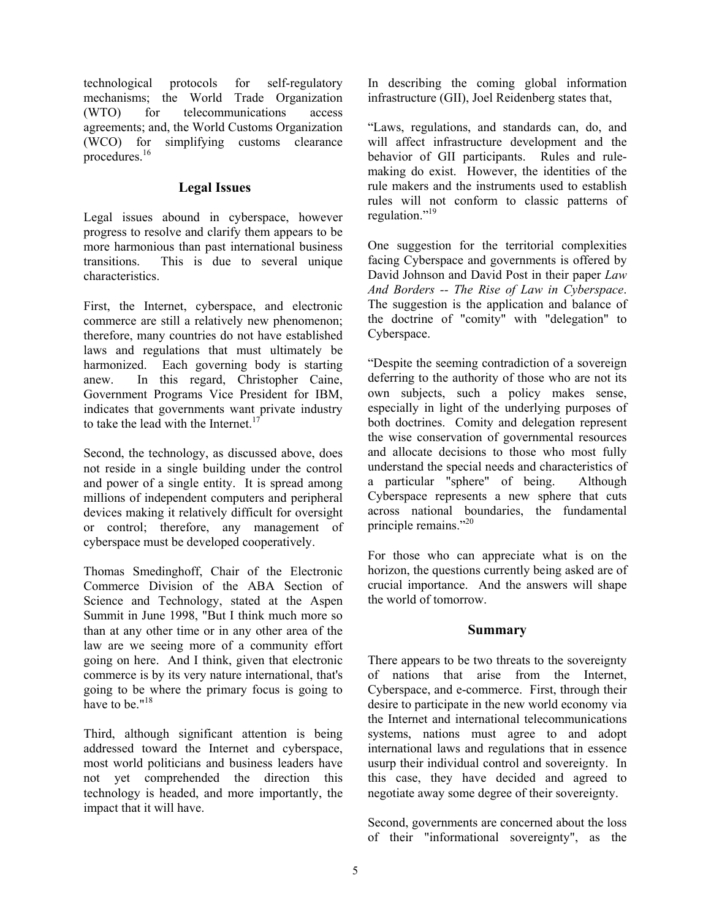technological protocols for self-regulatory mechanisms; the World Trade Organization (WTO) for telecommunications access agreements; and, the World Customs Organization (WCO) for simplifying customs clearance procedures.[16]

## Legal Issues

Legal issues abound in cyberspace, however progress to resolve and clarify them appears to be more harmonious than past international business transitions. This is due to several unique characteristics.

First, the Internet, cyberspace, and electronic commerce are still a relatively new phenomenon; therefore, many countries do not have established laws and regulations that must ultimately be harmonized. Each governing body is starting anew. In this regard, Christopher Caine, Government Programs Vice President for IBM, indicates that governments want private industry to take the lead with the Internet.[17]

Second, the technology, as discussed above, does not reside in a single building under the control and power of a single entity. It is spread among millions of independent computers and peripheral devices making it relatively difficult for oversight or control; therefore, any management of cyberspace must be developed cooperatively.

Thomas Smedinghoff, Chair of the Electronic Commerce Division of the ABA Section of Science and Technology, stated at the Aspen Summit in June 1998, "But I think much more so than at any other time or in any other area of the law are we seeing more of a community effort going on here. And I think, given that electronic commerce is by its very nature international, that's going to be where the primary focus is going to have to be."[18]

Third, although significant attention is being addressed toward the Internet and cyberspace, most world politicians and business leaders have not yet comprehended the direction this technology is headed, and more importantly, the impact that it will have.

In describing the coming global information infrastructure (GII), Joel Reidenberg states that,

"Laws, regulations, and standards can, do, and will affect infrastructure development and the behavior of GII participants. Rules and rule-making do exist. However, the identities of the rule makers and the instruments used to establish rules will not conform to classic patterns of regulation."[19]

One suggestion for the territorial complexities facing Cyberspace and governments is offered by David Johnson and David Post in their paper *Law And Borders -- The Rise of Law in Cyberspace*. The suggestion is the application and balance of the doctrine of "comity" with "delegation" to Cyberspace.

"Despite the seeming contradiction of a sovereign deferring to the authority of those who are not its own subjects, such a policy makes sense, especially in light of the underlying purposes of both doctrines. Comity and delegation represent the wise conservation of governmental resources and allocate decisions to those who most fully understand the special needs and characteristics of a particular "sphere" of being. Although Cyberspace represents a new sphere that cuts across national boundaries, the fundamental principle remains."[20]

For those who can appreciate what is on the horizon, the questions currently being asked are of crucial importance. And the answers will shape the world of tomorrow.

## Summary

There appears to be two threats to the sovereignty of nations that arise from the Internet, Cyberspace, and e-commerce. First, through their desire to participate in the new world economy via the Internet and international telecommunications systems, nations must agree to and adopt international laws and regulations that in essence usurp their individual control and sovereignty. In this case, they have decided and agreed to negotiate away some degree of their sovereignty.

Second, governments are concerned about the loss of their "informational sovereignty", as the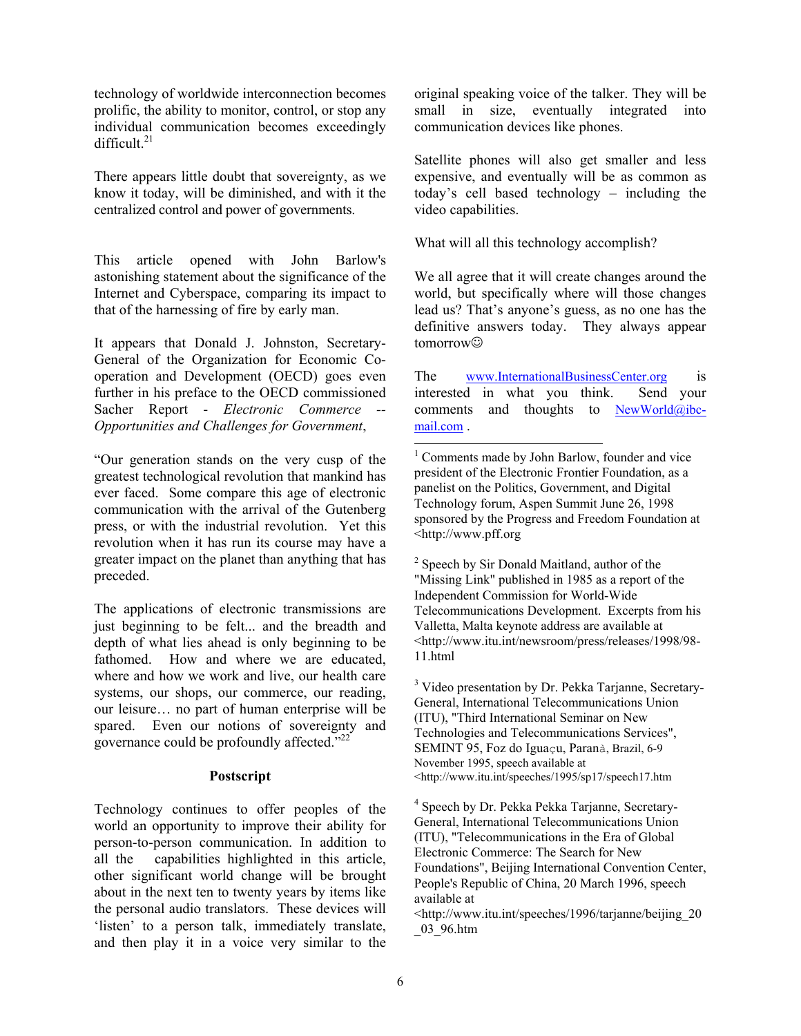technology of worldwide interconnection becomes prolific, the ability to monitor, control, or stop any individual communication becomes exceedingly difficult.[21]

There appears little doubt that sovereignty, as we know it today, will be diminished, and with it the centralized control and power of governments.

This article opened with John Barlow's astonishing statement about the significance of the Internet and Cyberspace, comparing its impact to that of the harnessing of fire by early man.

It appears that Donald J. Johnston, Secretary-General of the Organization for Economic Co-operation and Development (OECD) goes even further in his preface to the OECD commissioned Sacher Report - *Electronic Commerce -- Opportunities and Challenges for Government*,

"Our generation stands on the very cusp of the greatest technological revolution that mankind has ever faced. Some compare this age of electronic communication with the arrival of the Gutenberg press, or with the industrial revolution. Yet this revolution when it has run its course may have a greater impact on the planet than anything that has preceded.

The applications of electronic transmissions are just beginning to be felt... and the breadth and depth of what lies ahead is only beginning to be fathomed. How and where we are educated, where and how we work and live, our health care systems, our shops, our commerce, our reading, our leisure… no part of human enterprise will be spared. Even our notions of sovereignty and governance could be profoundly affected."[22]

### Postscript

Technology continues to offer peoples of the world an opportunity to improve their ability for person-to-person communication. In addition to all the capabilities highlighted in this article, other significant world change will be brought about in the next ten to twenty years by items like the personal audio translators. These devices will 'listen' to a person talk, immediately translate, and then play it in a voice very similar to the original speaking voice of the talker. They will be small in size, eventually integrated into communication devices like phones.

Satellite phones will also get smaller and less expensive, and eventually will be as common as today's cell based technology – including the video capabilities.

What will all this technology accomplish?

We all agree that it will create changes around the world, but specifically where will those changes lead us? That's anyone's guess, as no one has the definitive answers today. They always appear tomorrow☺

The www.InternationalBusinessCenter.org is interested in what you think. Send your comments and thoughts to NewWorld@ibc-mail.com .

---

[1] Comments made by John Barlow, founder and vice president of the Electronic Frontier Foundation, as a panelist on the Politics, Government, and Digital Technology forum, Aspen Summit June 26, 1998 sponsored by the Progress and Freedom Foundation at <http://www.pff.org

[2] Speech by Sir Donald Maitland, author of the "Missing Link" published in 1985 as a report of the Independent Commission for World-Wide Telecommunications Development. Excerpts from his Valletta, Malta keynote address are available at <http://www.itu.int/newsroom/press/releases/1998/98-11.html

[3] Video presentation by Dr. Pekka Tarjanne, Secretary-General, International Telecommunications Union (ITU), "Third International Seminar on New Technologies and Telecommunications Services", SEMINT 95, Foz do Iguaçu, Paranà, Brazil, 6-9 November 1995, speech available at <http://www.itu.int/speeches/1995/sp17/speech17.htm

[4] Speech by Dr. Pekka Pekka Tarjanne, Secretary-General, International Telecommunications Union (ITU), "Telecommunications in the Era of Global Electronic Commerce: The Search for New Foundations", Beijing International Convention Center, People's Republic of China, 20 March 1996, speech available at <http://www.itu.int/speeches/1996/tarjanne/beijing_20_03_96.htm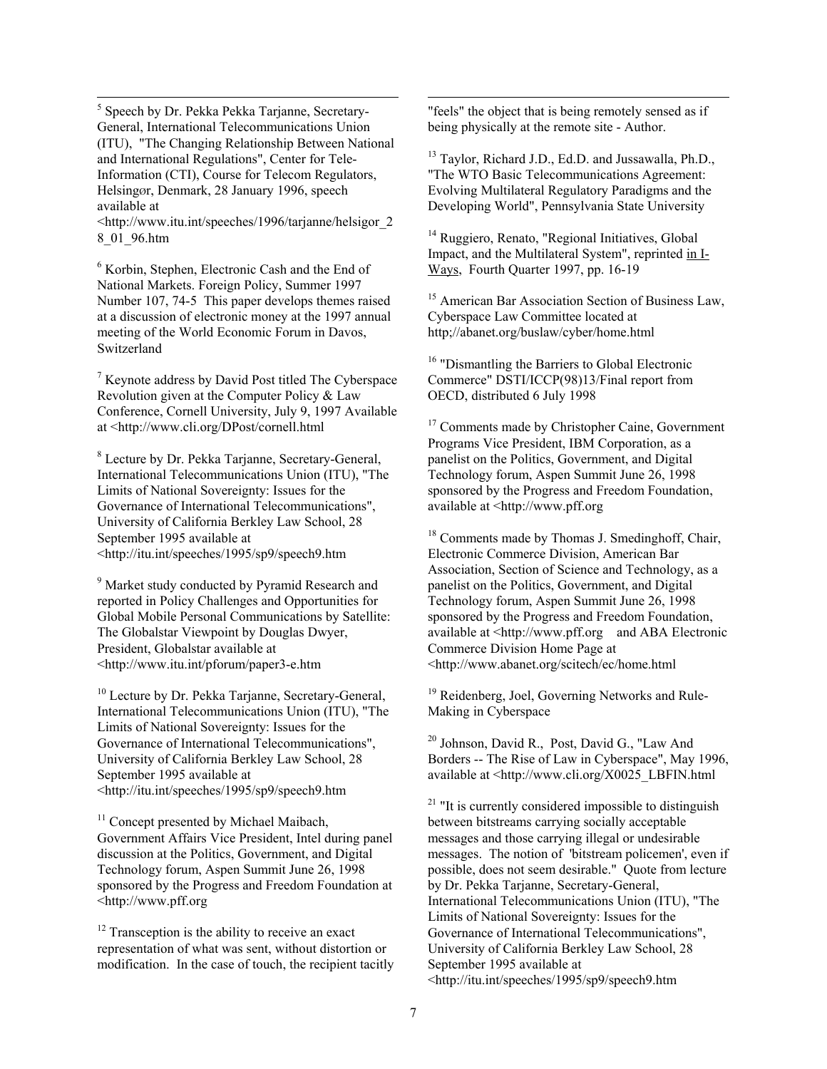[5] Speech by Dr. Pekka Pekka Tarjanne, Secretary-General, International Telecommunications Union (ITU), "The Changing Relationship Between National and International Regulations", Center for Tele-Information (CTI), Course for Telecom Regulators, Helsingør, Denmark, 28 January 1996, speech available at <http://www.itu.int/speeches/1996/tarjanne/helsigor_28_01_96.htm

[6] Korbin, Stephen, Electronic Cash and the End of National Markets. Foreign Policy, Summer 1997 Number 107, 74-5 This paper develops themes raised at a discussion of electronic money at the 1997 annual meeting of the World Economic Forum in Davos, Switzerland

[7] Keynote address by David Post titled The Cyberspace Revolution given at the Computer Policy & Law Conference, Cornell University, July 9, 1997 Available at <http://www.cli.org/DPost/cornell.html

[8] Lecture by Dr. Pekka Tarjanne, Secretary-General, International Telecommunications Union (ITU), "The Limits of National Sovereignty: Issues for the Governance of International Telecommunications", University of California Berkley Law School, 28 September 1995 available at <http://itu.int/speeches/1995/sp9/speech9.htm

[9] Market study conducted by Pyramid Research and reported in Policy Challenges and Opportunities for Global Mobile Personal Communications by Satellite: The Globalstar Viewpoint by Douglas Dwyer, President, Globalstar available at <http://www.itu.int/pforum/paper3-e.htm

[10] Lecture by Dr. Pekka Tarjanne, Secretary-General, International Telecommunications Union (ITU), "The Limits of National Sovereignty: Issues for the Governance of International Telecommunications", University of California Berkley Law School, 28 September 1995 available at <http://itu.int/speeches/1995/sp9/speech9.htm

[11] Concept presented by Michael Maibach, Government Affairs Vice President, Intel during panel discussion at the Politics, Government, and Digital Technology forum, Aspen Summit June 26, 1998 sponsored by the Progress and Freedom Foundation at <http://www.pff.org

[12] Transception is the ability to receive an exact representation of what was sent, without distortion or modification. In the case of touch, the recipient tacitly "feels" the object that is being remotely sensed as if being physically at the remote site - Author.

[13] Taylor, Richard J.D., Ed.D. and Jussawalla, Ph.D., "The WTO Basic Telecommunications Agreement: Evolving Multilateral Regulatory Paradigms and the Developing World", Pennsylvania State University

[14] Ruggiero, Renato, "Regional Initiatives, Global Impact, and the Multilateral System", reprinted in I-Ways, Fourth Quarter 1997, pp. 16-19

[15] American Bar Association Section of Business Law, Cyberspace Law Committee located at http;//abanet.org/buslaw/cyber/home.html

[16] "Dismantling the Barriers to Global Electronic Commerce" DSTI/ICCP(98)13/Final report from OECD, distributed 6 July 1998

[17] Comments made by Christopher Caine, Government Programs Vice President, IBM Corporation, as a panelist on the Politics, Government, and Digital Technology forum, Aspen Summit June 26, 1998 sponsored by the Progress and Freedom Foundation, available at <http://www.pff.org

[18] Comments made by Thomas J. Smedinghoff, Chair, Electronic Commerce Division, American Bar Association, Section of Science and Technology, as a panelist on the Politics, Government, and Digital Technology forum, Aspen Summit June 26, 1998 sponsored by the Progress and Freedom Foundation, available at <http://www.pff.org and ABA Electronic Commerce Division Home Page at <http://www.abanet.org/scitech/ec/home.html

[19] Reidenberg, Joel, Governing Networks and Rule-Making in Cyberspace

[20] Johnson, David R., Post, David G., "Law And Borders -- The Rise of Law in Cyberspace", May 1996, available at <http://www.cli.org/X0025_LBFIN.html

[21] "It is currently considered impossible to distinguish between bitstreams carrying socially acceptable messages and those carrying illegal or undesirable messages. The notion of 'bitstream policemen', even if possible, does not seem desirable." Quote from lecture by Dr. Pekka Tarjanne, Secretary-General, International Telecommunications Union (ITU), "The Limits of National Sovereignty: Issues for the Governance of International Telecommunications", University of California Berkley Law School, 28 September 1995 available at <http://itu.int/speeches/1995/sp9/speech9.htm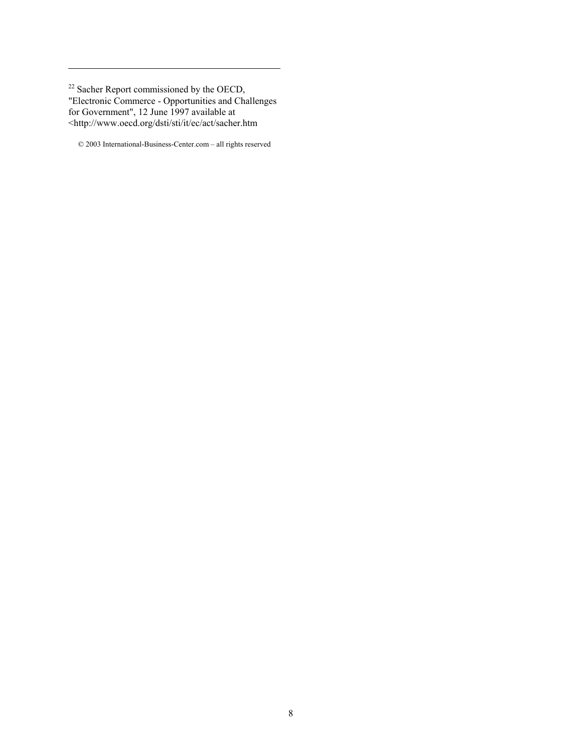[22] Sacher Report commissioned by the OECD, "Electronic Commerce - Opportunities and Challenges for Government", 12 June 1997 available at <http://www.oecd.org/dsti/sti/it/ec/act/sacher.htm

© 2003 International-Business-Center.com – all rights reserved